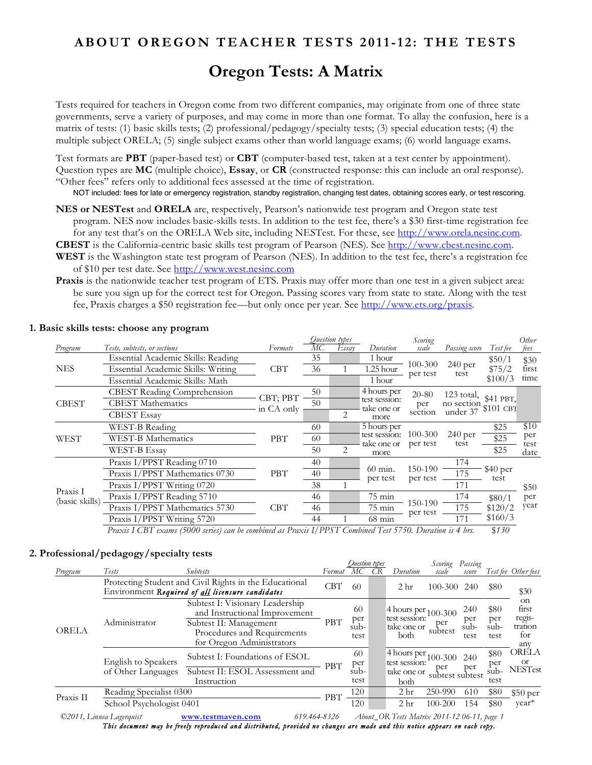# ABOUT OREGON TEACHER TESTS 2011-12: THE TESTS

## Oregon Tests: A Matrix

Tests required for teachers in Oregon come from two different companies, may originate from one of three state governments, serve a variety of purposes, and may come in more than one format. To allay the confusion, here is a matrix of tests: (1) basic skills tests; (2) professional/pedagogy/specialty tests; (3) special education tests; (4) the multiple subject ORELA; (5) single subject exams other than world language exams; (6) world language exams.

Test formats are **PBT** (paper-based test) or **CBT** (computer-based test, taken at a test center by appointment). Question types are **MC** (multiple choice), **Essay**, or **CR** (constructed response: this can include an oral response). "Other fees" refers only to additional fees assessed at the time of registration.

NOT included: fees for late or emergency registration, standby registration, changing test dates, obtaining scores early, or test rescoring.

**NES or NESTest** and **ORELA** are, respectively, Pearson's nationwide test program and Oregon state test program. NES now includes basic-skills tests. In addition to the test fee, there's a $30 first-time registration fee for any test that's on the ORELA Web site, including NESTest. For these, see http://www.orela.nesinc.com.

**CBEST** is the California-centric basic skills test program of Pearson (NES). See http://www.cbest.nesinc.com.

**WEST** is the Washington state test program of Pearson (NES). In addition to the test fee, there's a registration fee of $10 per test date. See http://www.west.nesinc.com

**Praxis** is the nationwide teacher test program of ETS. Praxis may offer more than one test in a given subject area: be sure you sign up for the correct test for Oregon. Passing scores vary from state to state. Along with the test fee, Praxis charges a $50 registration fee—but only once per year. See http://www.ets.org/praxis.

### 1. Basic skills tests: choose any program

| Program | Tests, subtests, or sections | Formats | Question types: MC | Question types: Essay | Duration | Scoring scale | Passing score | Test fee | Other fees |
|---|---|---|---|---|---|---|---|---|---|
| NES | Essential Academic Skills: Reading | CBT | 35 | | 1 hour | 100-300 per test | 240 per test | $50/1 $75/2 $100/3 | $30 first time |
| | Essential Academic Skills: Writing | | 36 | 1 | 1.25 hour | | | | |
| | Essential Academic Skills: Math | | | | 1 hour | | | | |
| CBEST | CBEST Reading Comprehension | CBT; PBT in CA only | 50 | | 4 hours per test session: take one or more | 20-80 per section | 123 total, no section under 37 | $41 PBT, $101 CBT | |
| | CBEST Mathematics | | 50 | | | | | | |
| | CBEST Essay | | | 2 | | | | | |
| WEST | WEST-B Reading | PBT | 60 | | 5 hours per test session: take one or more | 100-300 per test | 240 per test | $25 | $10 per test date |
| | WEST-B Mathematics | | 60 | | | | | $25 | |
| | WEST-B Essay | | 50 | 2 | | | | $25 | |
| Praxis I (basic skills) | Praxis I/PPST Reading 0710 | PBT | 40 | | 60 min. per test | 150-190 per test | 174 | $40 per test | $50 per year |
| | Praxis I/PPST Mathematics 0730 | | 40 | | | | 175 | | |
| | Praxis I/PPST Writing 0720 | | 38 | 1 | | | 171 | | |
| | Praxis I/PPST Reading 5710 | CBT | 46 | | 75 min | 150-190 per test | 174 | $80/1 $120/2 $160/3 | |
| | Praxis I/PPST Mathematics 5730 | | 46 | | 75 min | | 175 | | |
| | Praxis I/PPST Writing 5720 | | 44 | 1 | 68 min | | 171 | | |
| | *Praxis I CBT exams (5000 series) can be combined as Praxis I/PPST Combined Test 5750. Duration is 4 hrs.* | | | | | | | $130 | |

### 2. Professional/pedagogy/specialty tests

| Program | Tests | Subtests | Format | Question types: MC | Question types: CR | Duration | Scoring scale | Passing score | Test fee | Other fees |
|---|---|---|---|---|---|---|---|---|---|---|
| ORELA | Protecting Student and Civil Rights in the Educational Environment *Required of all licensure candidates* | | CBT | 60 | | 2 hr | 100-300 | 240 | $80 | $30 on first registration for any ORELA or NESTest |
| | Administrator | Subtest I: Visionary Leadership and Instructional Improvement | PBT | 60 per subtest | | 4 hours per test session: take one or both | 100-300 per subtest | 240 per subtest | $80 per subtest | |
| | | Subtest II: Management Procedures and Requirements for Oregon Administrators | | | | | | | | |
| | English to Speakers of Other Languages | Subtest I: Foundations of ESOL | PBT | 60 per subtest | | 4 hours per test session: take one or both | 100-300 per subtest | 240 per subtest | $80 per subtest | |
| | | Subtest II: ESOL Assessment and Instruction | | | | | | | | |
| Praxis II | Reading Specialist 0300 | | PBT | 120 | | 2 hr | 250-990 | 610 | $80 | $50 per year* |
| | School Psychologist 0401 | | | 120 | | 2 hr | 100-200 | 154 | $80 | |

©2011, Linnea Lagerquist www.testmaven.com 619.464-8326

*This document may be freely reproduced and distributed, provided no changes are made and this notice appears on each copy.*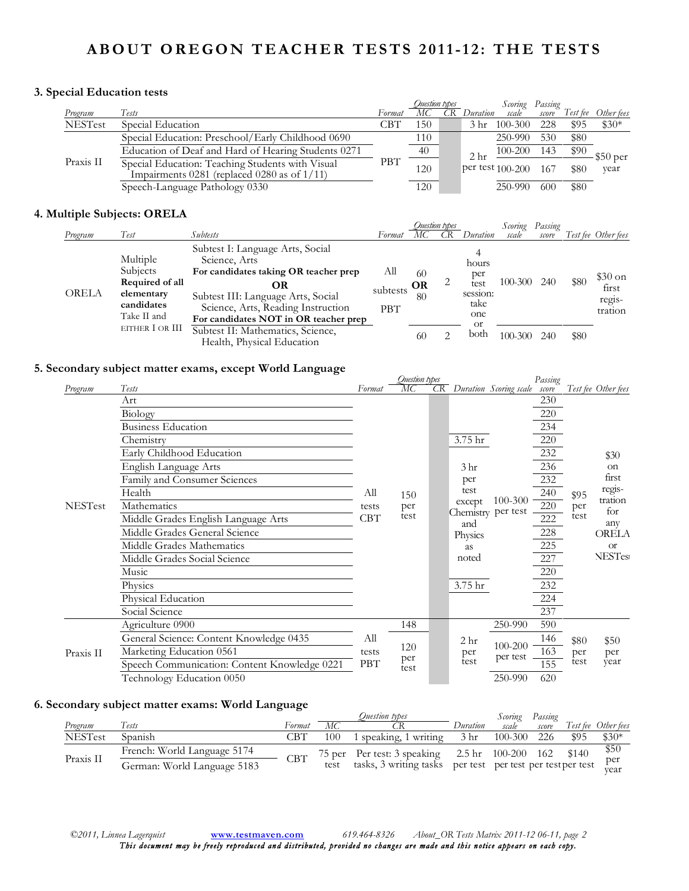# ABOUT OREGON TEACHER TESTS 2011-12: THE TESTS

### 3. Special Education tests

| Program | Tests | Format | Question types: MC | Question types: CR | Duration | Scoring scale | Passing score | Test fee | Other fees |
|---|---|---|---|---|---|---|---|---|---|
| NESTest | Special Education | CBT | 150 | | 3 hr | 100-300 | 228 | $95 | $30* |
| Praxis II | Special Education: Preschool/Early Childhood 0690 | PBT | 110 | | 2 hr per test | 250-990 | 530 | $80 | $50 per year |
| | Education of Deaf and Hard of Hearing Students 0271 | | 40 | | | 100-200 | 143 | $90 | |
| | Special Education: Teaching Students with Visual Impairments 0281 (replaced 0280 as of 1/11) | | 120 | | | 100-200 | 167 | $80 | |
| | Speech-Language Pathology 0330 | | 120 | | | 250-990 | 600 | $80 | |

### 4. Multiple Subjects: ORELA

| Program | Test | Subtests | Format | Question types: MC | Question types: CR | Duration | Scoring scale | Passing score | Test fee | Other fees |
|---|---|---|---|---|---|---|---|---|---|---|
| ORELA | Multiple Subjects **Required of all elementary candidates** Take II and EITHER I OR III | Subtest I: Language Arts, Social Science, Arts **For candidates taking OR teacher prep** **OR** Subtest III: Language Arts, Social Science, Arts, Reading Instruction **For candidates NOT in OR teacher prep** | All subtests PBT | 60 **OR** 80 | 2 | 4 hours per test session: take one or both | 100-300 | 240 | $80 | $30 on first registration |
| | | Subtest II: Mathematics, Science, Health, Physical Education | | 60 | 2 | | 100-300 | 240 | $80 | |

### 5. Secondary subject matter exams, except World Language

| Program | Tests | Format | Question types: MC | Question types: CR | Duration | Scoring scale | Passing score | Test fee | Other fees |
|---|---|---|---|---|---|---|---|---|---|
| NESTest | Art | All tests CBT | 150 per test | | 3 hr per test except Chemistry and Physics as noted | 100-300 per test | 230 | $95 per test | $30 on first registration for any ORELA or NESTest |
| | Biology | | | | | | 220 | | |
| | Business Education | | | | | | 234 | | |
| | Chemistry | | | | 3.75 hr | | 220 | | |
| | Early Childhood Education | | | | | | 232 | | |
| | English Language Arts | | | | | | 236 | | |
| | Family and Consumer Sciences | | | | | | 232 | | |
| | Health | | | | | | 240 | | |
| | Mathematics | | | | | | 220 | | |
| | Middle Grades English Language Arts | | | | | | 222 | | |
| | Middle Grades General Science | | | | | | 228 | | |
| | Middle Grades Mathematics | | | | | | 225 | | |
| | Middle Grades Social Science | | | | | | 227 | | |
| | Music | | | | | | 220 | | |
| | Physics | | | | 3.75 hr | | 232 | | |
| | Physical Education | | | | | | 224 | | |
| | Social Science | | | | | | 237 | | |
| Praxis II | Agriculture 0900 | All tests PBT | 148 | | 2 hr per test | 250-990 | 590 | $80 per test | $50 per year |
| | General Science: Content Knowledge 0435 | | 120 per test | | | 100-200 per test | 146 | | |
| | Marketing Education 0561 | | | | | | 163 | | |
| | Speech Communication: Content Knowledge 0221 | | | | | | 155 | | |
| | Technology Education 0050 | | | | | 250-990 | 620 | | |

### 6. Secondary subject matter exams: World Language

| Program | Tests | Format | Question types: MC | Question types: CR | Duration | Scoring scale | Passing score | Test fee | Other fees |
|---|---|---|---|---|---|---|---|---|---|
| NESTest | Spanish | CBT | 100 | 1 speaking, 1 writing | 3 hr | 100-300 | 226 | $95 | $30* |
| Praxis II | French: World Language 5174 | CBT | 75 per test | Per test: 3 speaking tasks, 3 writing tasks | 2.5 hr per test | 100-200 per test | 162 per test | $140 per test | $50 per year |
| | German: World Language 5183 | | | | | | | | |

©2011, Linnea Lagerquist www.testmaven.com 619.464-8326 About_OR Tests Matrix 2011-12 06-11, page 2

*This document may be freely reproduced and distributed, provided no changes are made and this notice appears on each copy.*